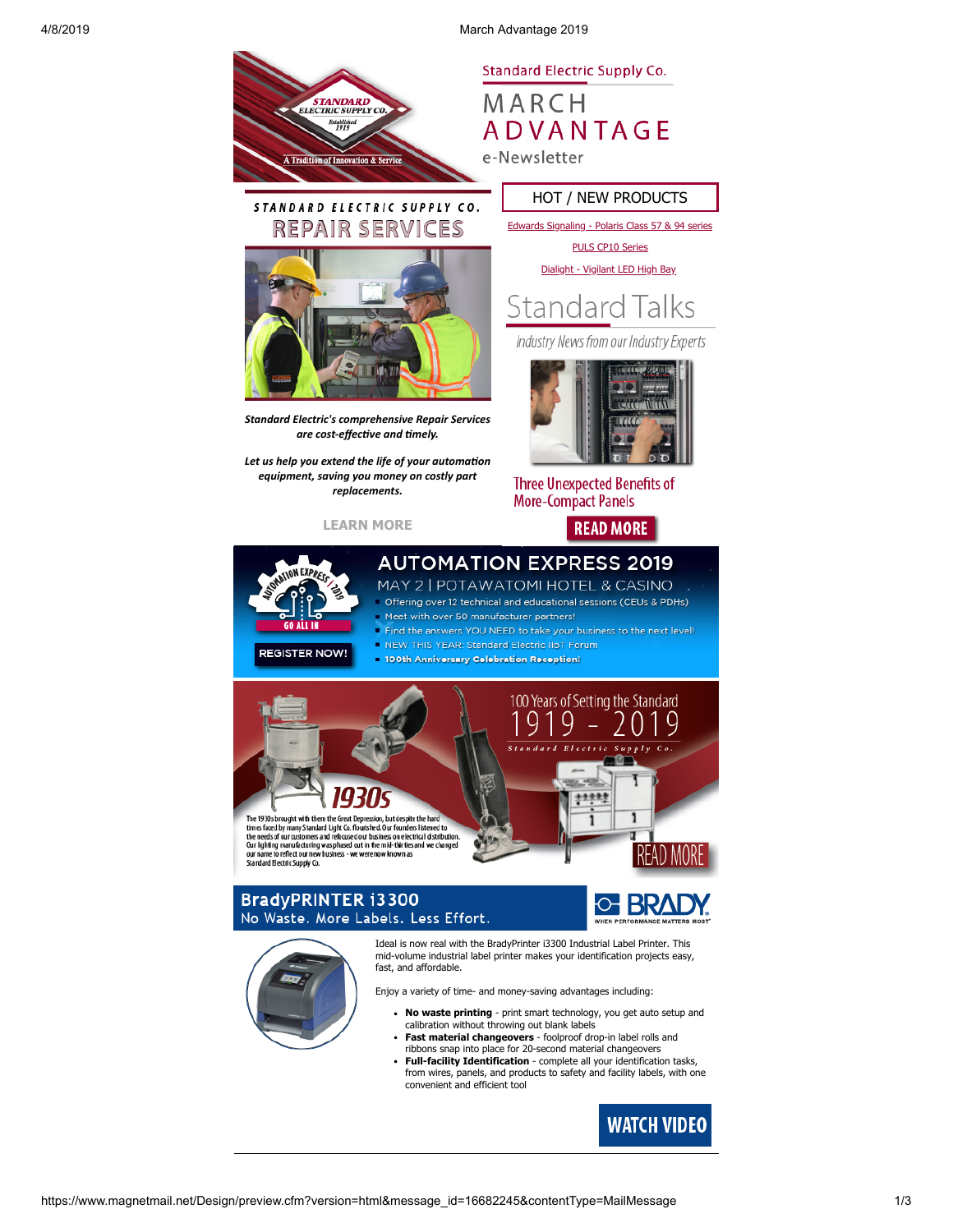Standard Electric Supply Co.

# MARCH ADVANTAGE

e-Newsletter

## STANDARD ELECTRIC SUPPLY CO. REPAIR SERVICES

***Standard Electric's comprehensive Repair Services are cost-effective and timely.***

***Let us help you extend the life of your automation equipment, saving you money on costly part replacements.***

LEARN MORE

## HOT / NEW PRODUCTS

Edwards Signaling - Polaris Class 57 & 94 series

PULS CP10 Series

Dialight - Vigilant LED High Bay

## Standard Talks

*Industry News from our Industry Experts*

Three Unexpected Benefits of More-Compact Panels

READ MORE

## AUTOMATION EXPRESS 2019

MAY 2 | POTAWATOMI HOTEL & CASINO

- Offering over 12 technical and educational sessions (CEUs & PDHs)
- Meet with over 50 manufacturer partners!
- Find the answers YOU NEED to take your business to the next level!
- NEW THIS YEAR: Standard Electric IIoT Forum
- **100th Anniversary Celebration Reception!**

REGISTER NOW!

## 100 Years of Setting the Standard 1919 - 2019

Standard Electric Supply Co.

### 1930s

The 1930s brought with them the Great Depression, but despite the hard times faced by many Standard Light Co. flourished. Our founders listened to the needs of our customers and refocused our business on electrical distribution. Our lighting manufacturing was phased out in the mid-thirties and we changed our name to reflect our new business - we were now known as Standard Electric Supply Co.

READ MORE

## BradyPRINTER i3300

No Waste. More Labels. Less Effort.

BRADY — WHEN PERFORMANCE MATTERS MOST

Ideal is now real with the BradyPrinter i3300 Industrial Label Printer. This mid-volume industrial label printer makes your identification projects easy, fast, and affordable.

Enjoy a variety of time- and money-saving advantages including:

- **No waste printing** - print smart technology, you get auto setup and calibration without throwing out blank labels
- **Fast material changeovers** - foolproof drop-in label rolls and ribbons snap into place for 20-second material changeovers
- **Full-facility Identification** - complete all your identification tasks, from wires, panels, and products to safety and facility labels, with one convenient and efficient tool

WATCH VIDEO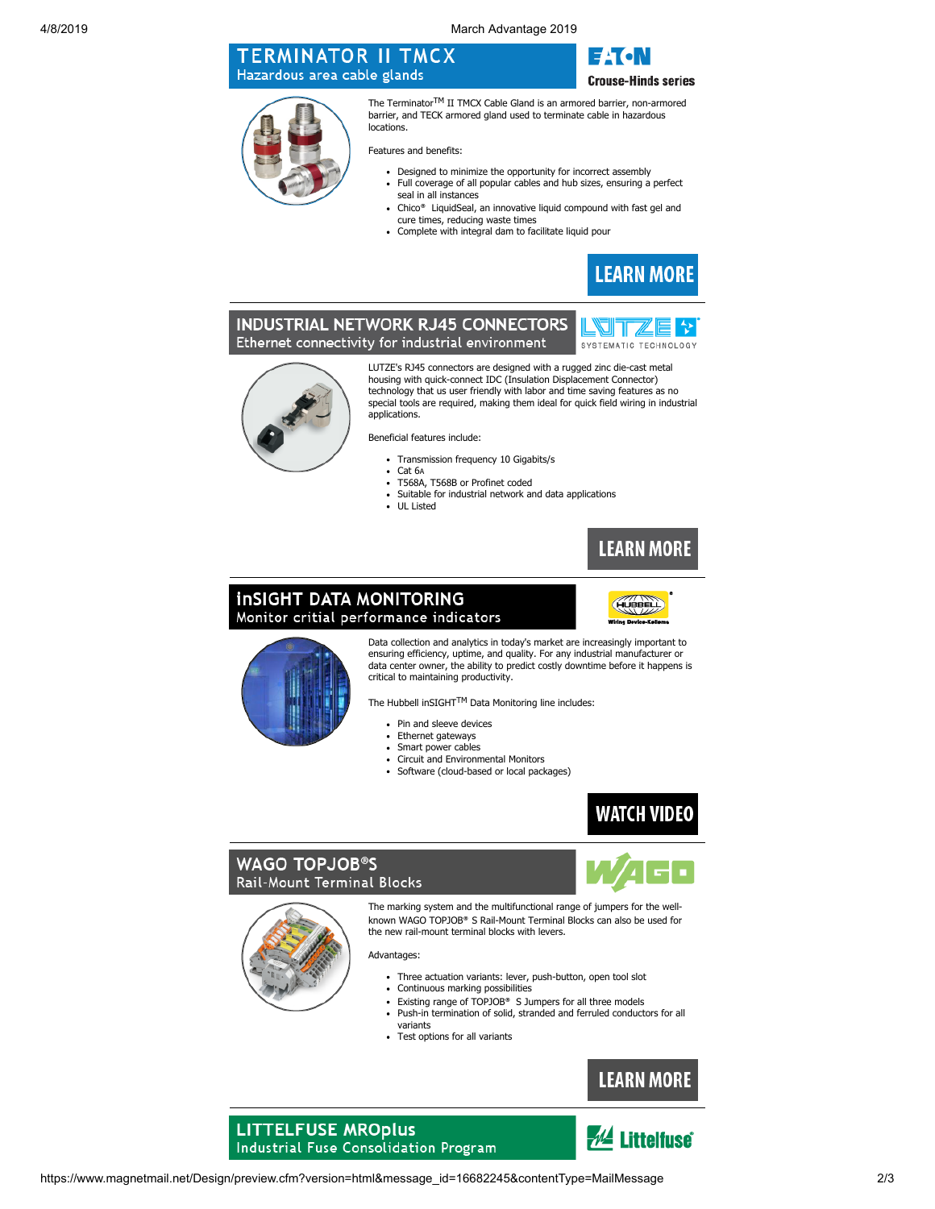## TERMINATOR II TMCX
Hazardous area cable glands

EATON Crouse-Hinds series

The Terminator™ II TMCX Cable Gland is an armored barrier, non-armored barrier, and TECK armored gland used to terminate cable in hazardous locations.

Features and benefits:

- Designed to minimize the opportunity for incorrect assembly
- Full coverage of all popular cables and hub sizes, ensuring a perfect seal in all instances
- Chico® LiquidSeal, an innovative liquid compound with fast gel and cure times, reducing waste times
- Complete with integral dam to facilitate liquid pour

LEARN MORE

## INDUSTRIAL NETWORK RJ45 CONNECTORS
Ethernet connectivity for industrial environment

LUTZE SYSTEMATIC TECHNOLOGY

LUTZE's RJ45 connectors are designed with a rugged zinc die-cast metal housing with quick-connect IDC (Insulation Displacement Connector) technology that us user friendly with labor and time saving features as no special tools are required, making them ideal for quick field wiring in industrial applications.

Beneficial features include:

- Transmission frequency 10 Gigabits/s
- Cat 6A
- T568A, T568B or Profinet coded
- Suitable for industrial network and data applications
- UL Listed

LEARN MORE

## inSIGHT DATA MONITORING
Monitor critial performance indicators

HUBBELL Wiring Device-Kellems

Data collection and analytics in today's market are increasingly important to ensuring efficiency, uptime, and quality. For any industrial manufacturer or data center owner, the ability to predict costly downtime before it happens is critical to maintaining productivity.

The Hubbell inSIGHT™ Data Monitoring line includes:

- Pin and sleeve devices
- Ethernet gateways
- Smart power cables
- Circuit and Environmental Monitors
- Software (cloud-based or local packages)

WATCH VIDEO

## WAGO TOPJOB®S
Rail-Mount Terminal Blocks

WAGO

The marking system and the multifunctional range of jumpers for the well-known WAGO TOPJOB® S Rail-Mount Terminal Blocks can also be used for the new rail-mount terminal blocks with levers.

Advantages:

- Three actuation variants: lever, push-button, open tool slot
- Continuous marking possibilities
- Existing range of TOPJOB® S Jumpers for all three models
- Push-in termination of solid, stranded and ferruled conductors for all variants
- Test options for all variants

LEARN MORE

## LITTELFUSE MROplus
Industrial Fuse Consolidation Program

Littelfuse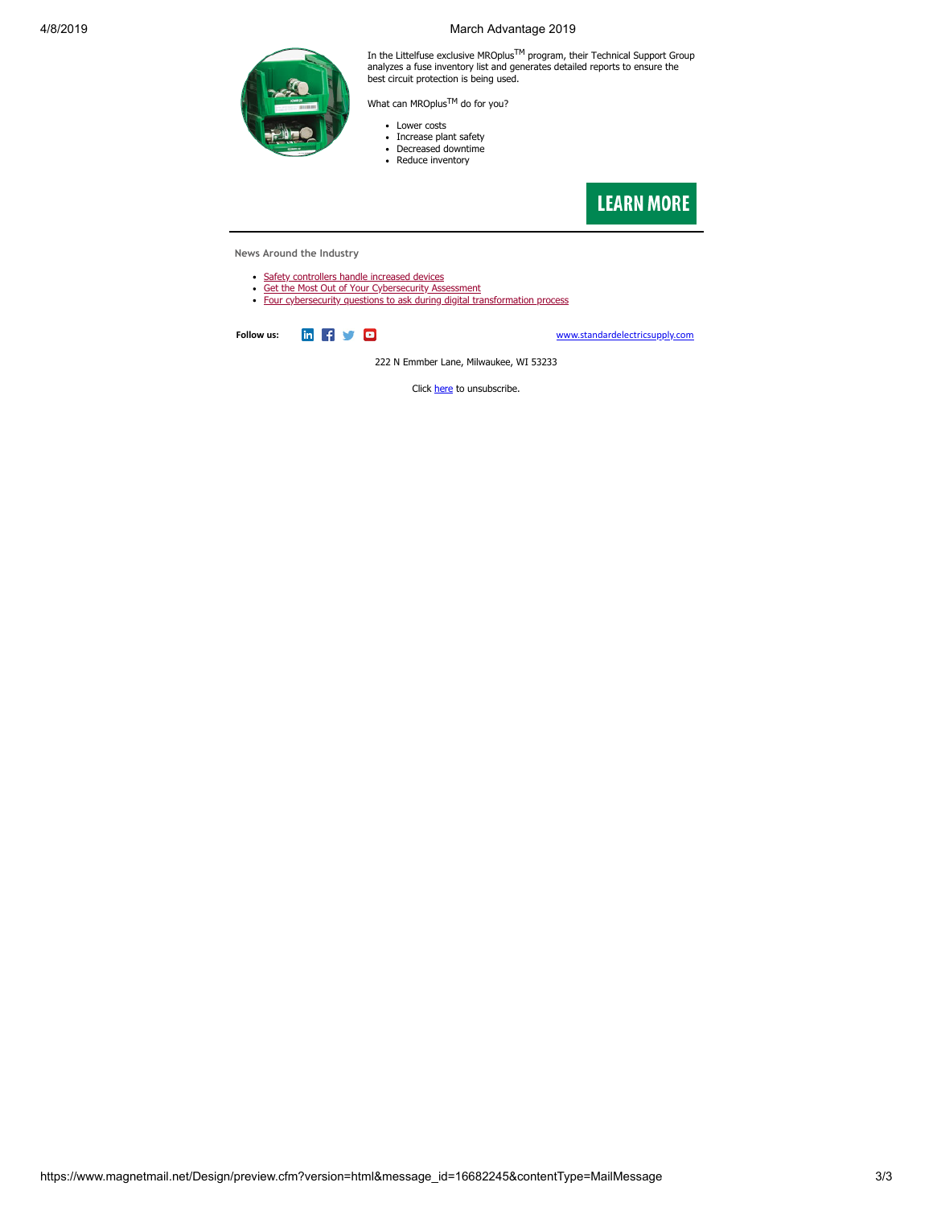In the Littelfuse exclusive MROplus$^{TM}$ program, their Technical Support Group analyzes a fuse inventory list and generates detailed reports to ensure the best circuit protection is being used.

What can MROplus$^{TM}$ do for you?

- Lower costs
- Increase plant safety
- Decreased downtime
- Reduce inventory

LEARN MORE

News Around the Industry

- Safety controllers handle increased devices
- Get the Most Out of Your Cybersecurity Assessment
- Four cybersecurity questions to ask during digital transformation process

**Follow us:**

www.standardelectricsupply.com

222 N Emmber Lane, Milwaukee, WI 53233

Click here to unsubscribe.